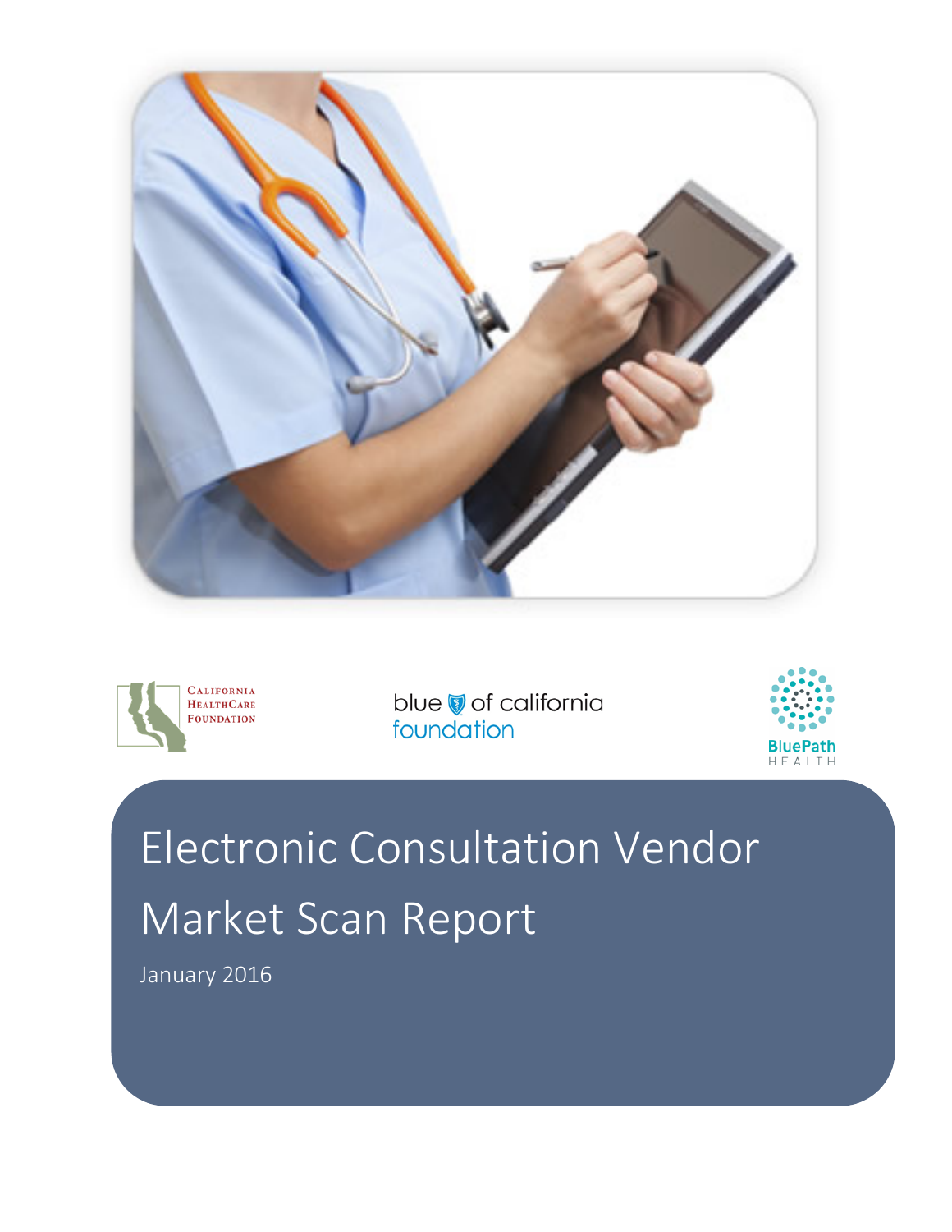California HealthCare Foundation

blue of california foundation

BluePath Health

# Electronic Consultation Vendor Market Scan Report

January 2016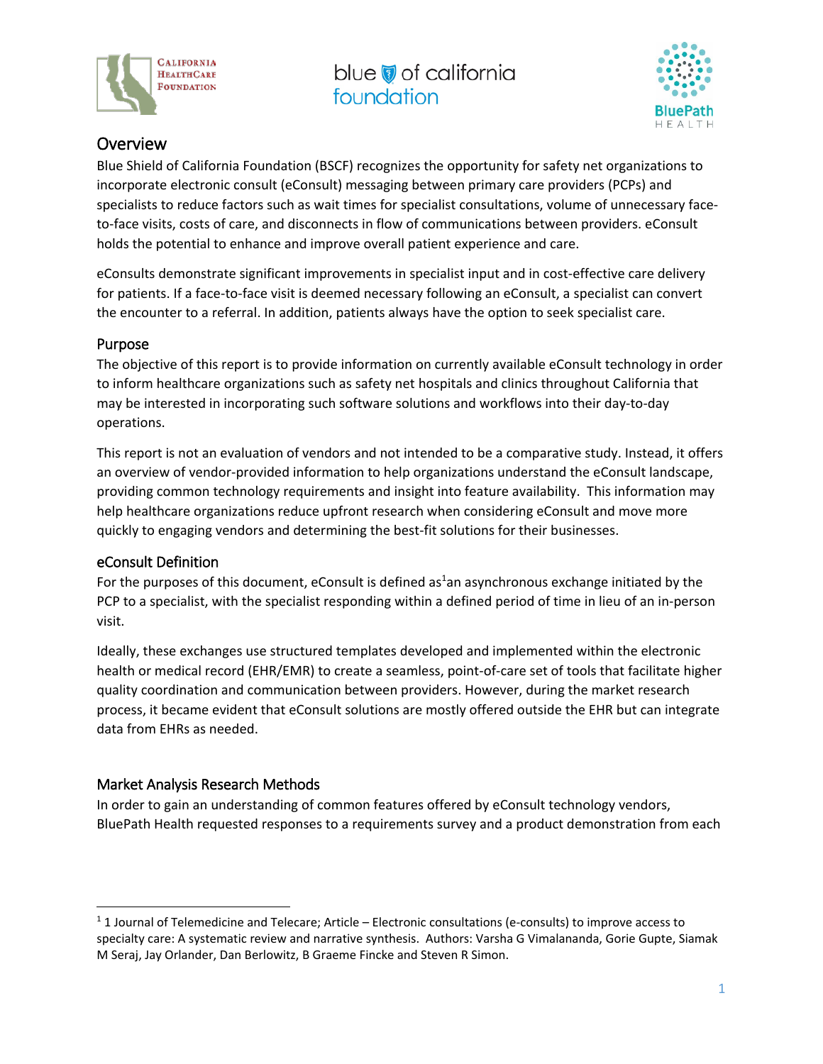## Overview

Blue Shield of California Foundation (BSCF) recognizes the opportunity for safety net organizations to incorporate electronic consult (eConsult) messaging between primary care providers (PCPs) and specialists to reduce factors such as wait times for specialist consultations, volume of unnecessary face-to-face visits, costs of care, and disconnects in flow of communications between providers. eConsult holds the potential to enhance and improve overall patient experience and care.

eConsults demonstrate significant improvements in specialist input and in cost-effective care delivery for patients. If a face-to-face visit is deemed necessary following an eConsult, a specialist can convert the encounter to a referral. In addition, patients always have the option to seek specialist care.

### Purpose

The objective of this report is to provide information on currently available eConsult technology in order to inform healthcare organizations such as safety net hospitals and clinics throughout California that may be interested in incorporating such software solutions and workflows into their day-to-day operations.

This report is not an evaluation of vendors and not intended to be a comparative study. Instead, it offers an overview of vendor-provided information to help organizations understand the eConsult landscape, providing common technology requirements and insight into feature availability. This information may help healthcare organizations reduce upfront research when considering eConsult and move more quickly to engaging vendors and determining the best-fit solutions for their businesses.

### eConsult Definition

For the purposes of this document, eConsult is defined as[1]an asynchronous exchange initiated by the PCP to a specialist, with the specialist responding within a defined period of time in lieu of an in-person visit.

Ideally, these exchanges use structured templates developed and implemented within the electronic health or medical record (EHR/EMR) to create a seamless, point-of-care set of tools that facilitate higher quality coordination and communication between providers. However, during the market research process, it became evident that eConsult solutions are mostly offered outside the EHR but can integrate data from EHRs as needed.

### Market Analysis Research Methods

In order to gain an understanding of common features offered by eConsult technology vendors, BluePath Health requested responses to a requirements survey and a product demonstration from each

[1] 1 Journal of Telemedicine and Telecare; Article – Electronic consultations (e-consults) to improve access to specialty care: A systematic review and narrative synthesis. Authors: Varsha G Vimalananda, Gorie Gupte, Siamak M Seraj, Jay Orlander, Dan Berlowitz, B Graeme Fincke and Steven R Simon.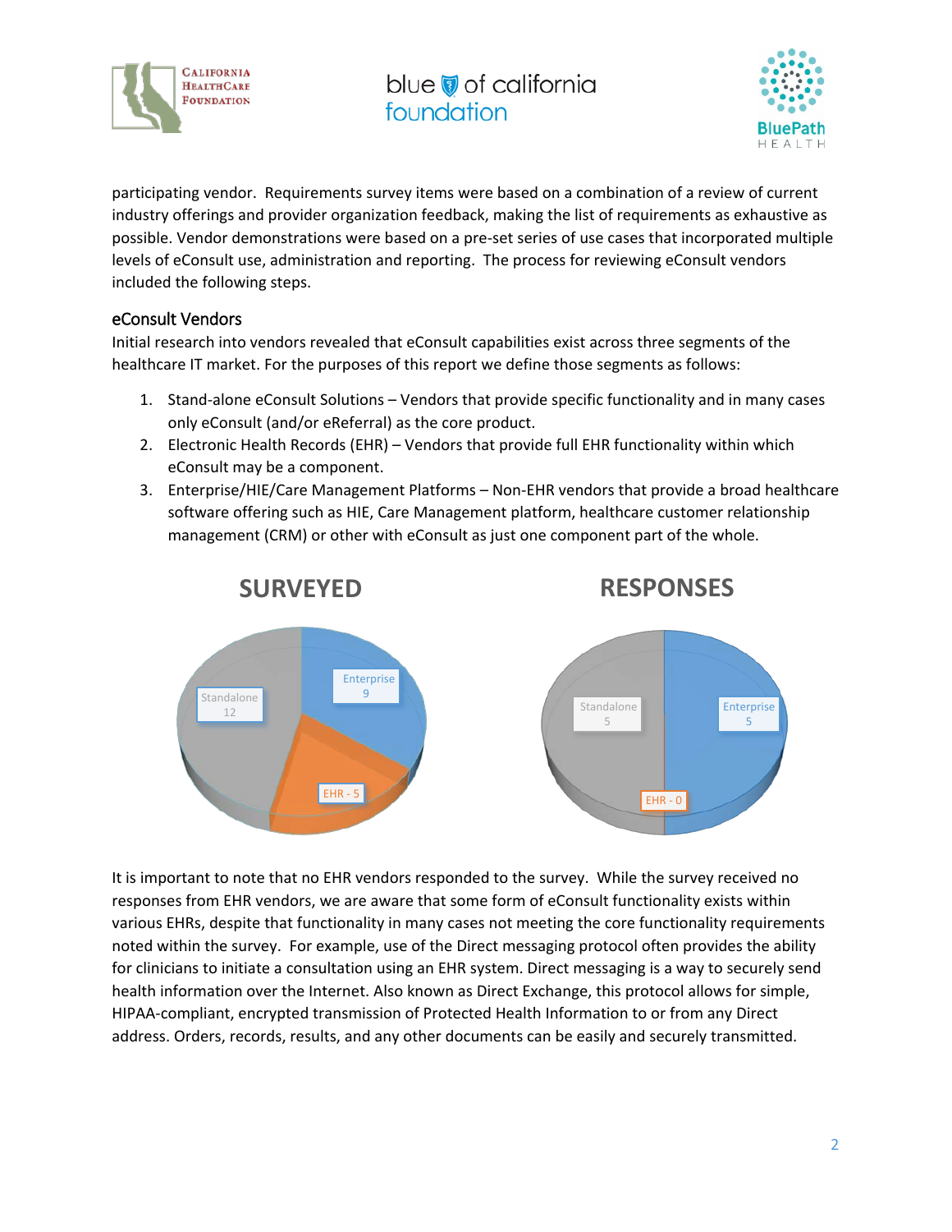participating vendor. Requirements survey items were based on a combination of a review of current industry offerings and provider organization feedback, making the list of requirements as exhaustive as possible. Vendor demonstrations were based on a pre-set series of use cases that incorporated multiple levels of eConsult use, administration and reporting. The process for reviewing eConsult vendors included the following steps.

## eConsult Vendors

Initial research into vendors revealed that eConsult capabilities exist across three segments of the healthcare IT market. For the purposes of this report we define those segments as follows:

1. Stand-alone eConsult Solutions – Vendors that provide specific functionality and in many cases only eConsult (and/or eReferral) as the core product.
2. Electronic Health Records (EHR) – Vendors that provide full EHR functionality within which eConsult may be a component.
3. Enterprise/HIE/Care Management Platforms – Non-EHR vendors that provide a broad healthcare software offering such as HIE, Care Management platform, healthcare customer relationship management (CRM) or other with eConsult as just one component part of the whole.

**SURVEYED**

Standalone 12; Enterprise 9; EHR - 5

**RESPONSES**

Standalone 5; Enterprise 5; EHR - 0

It is important to note that no EHR vendors responded to the survey. While the survey received no responses from EHR vendors, we are aware that some form of eConsult functionality exists within various EHRs, despite that functionality in many cases not meeting the core functionality requirements noted within the survey. For example, use of the Direct messaging protocol often provides the ability for clinicians to initiate a consultation using an EHR system. Direct messaging is a way to securely send health information over the Internet. Also known as Direct Exchange, this protocol allows for simple, HIPAA-compliant, encrypted transmission of Protected Health Information to or from any Direct address. Orders, records, results, and any other documents can be easily and securely transmitted.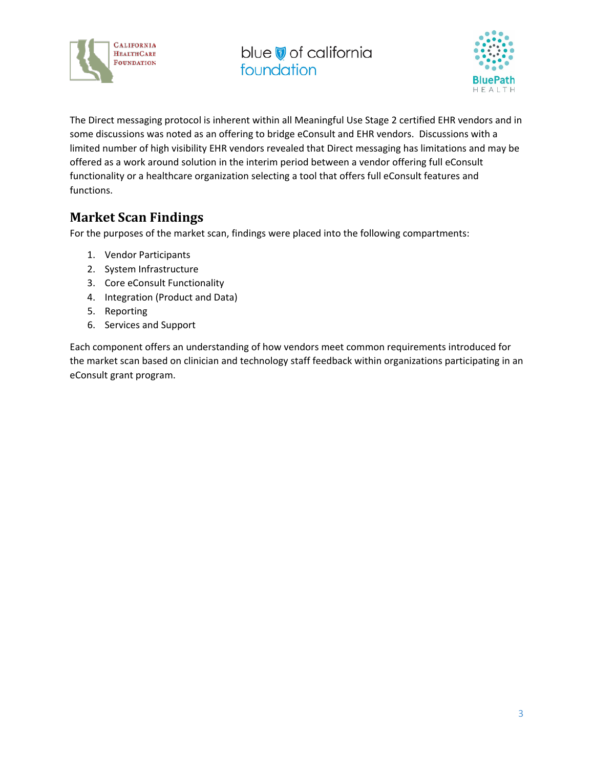The Direct messaging protocol is inherent within all Meaningful Use Stage 2 certified EHR vendors and in some discussions was noted as an offering to bridge eConsult and EHR vendors. Discussions with a limited number of high visibility EHR vendors revealed that Direct messaging has limitations and may be offered as a work around solution in the interim period between a vendor offering full eConsult functionality or a healthcare organization selecting a tool that offers full eConsult features and functions.

## Market Scan Findings

For the purposes of the market scan, findings were placed into the following compartments:

1. Vendor Participants
2. System Infrastructure
3. Core eConsult Functionality
4. Integration (Product and Data)
5. Reporting
6. Services and Support

Each component offers an understanding of how vendors meet common requirements introduced for the market scan based on clinician and technology staff feedback within organizations participating in an eConsult grant program.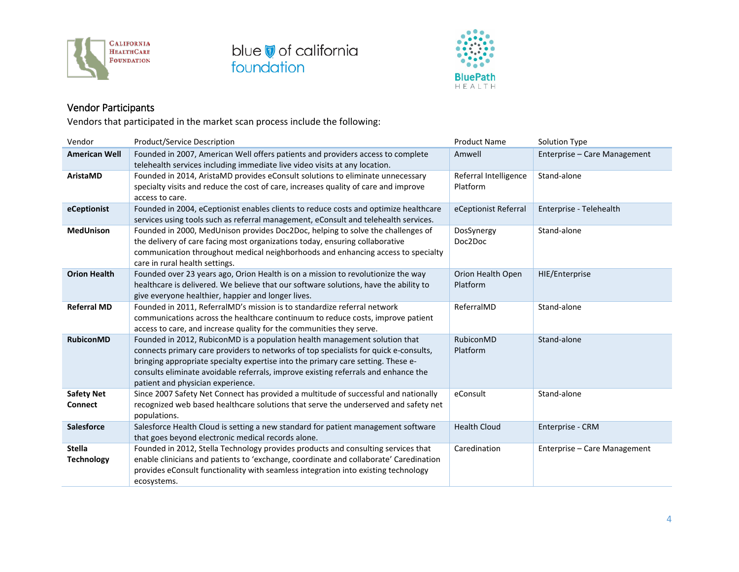## Vendor Participants

Vendors that participated in the market scan process include the following:

| Vendor | Product/Service Description | Product Name | Solution Type |
|---|---|---|---|
| **American Well** | Founded in 2007, American Well offers patients and providers access to complete telehealth services including immediate live video visits at any location. | Amwell | Enterprise – Care Management |
| **AristaMD** | Founded in 2014, AristaMD provides eConsult solutions to eliminate unnecessary specialty visits and reduce the cost of care, increases quality of care and improve access to care. | Referral Intelligence Platform | Stand-alone |
| **eCeptionist** | Founded in 2004, eCeptionist enables clients to reduce costs and optimize healthcare services using tools such as referral management, eConsult and telehealth services. | eCeptionist Referral | Enterprise - Telehealth |
| **MedUnison** | Founded in 2000, MedUnison provides Doc2Doc, helping to solve the challenges of the delivery of care facing most organizations today, ensuring collaborative communication throughout medical neighborhoods and enhancing access to specialty care in rural health settings. | DosSynergy Doc2Doc | Stand-alone |
| **Orion Health** | Founded over 23 years ago, Orion Health is on a mission to revolutionize the way healthcare is delivered. We believe that our software solutions, have the ability to give everyone healthier, happier and longer lives. | Orion Health Open Platform | HIE/Enterprise |
| **Referral MD** | Founded in 2011, ReferralMD's mission is to standardize referral network communications across the healthcare continuum to reduce costs, improve patient access to care, and increase quality for the communities they serve. | ReferralMD | Stand-alone |
| **RubiconMD** | Founded in 2012, RubiconMD is a population health management solution that connects primary care providers to networks of top specialists for quick e-consults, bringing appropriate specialty expertise into the primary care setting. These e-consults eliminate avoidable referrals, improve existing referrals and enhance the patient and physician experience. | RubiconMD Platform | Stand-alone |
| **Safety Net Connect** | Since 2007 Safety Net Connect has provided a multitude of successful and nationally recognized web based healthcare solutions that serve the underserved and safety net populations. | eConsult | Stand-alone |
| **Salesforce** | Salesforce Health Cloud is setting a new standard for patient management software that goes beyond electronic medical records alone. | Health Cloud | Enterprise - CRM |
| **Stella Technology** | Founded in 2012, Stella Technology provides products and consulting services that enable clinicians and patients to 'exchange, coordinate and collaborate' Caredination provides eConsult functionality with seamless integration into existing technology ecosystems. | Caredination | Enterprise – Care Management |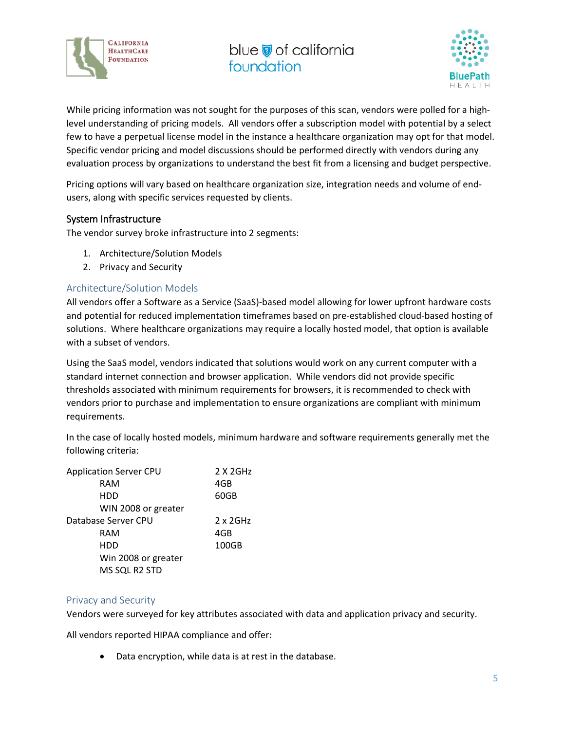While pricing information was not sought for the purposes of this scan, vendors were polled for a high-level understanding of pricing models. All vendors offer a subscription model with potential by a select few to have a perpetual license model in the instance a healthcare organization may opt for that model. Specific vendor pricing and model discussions should be performed directly with vendors during any evaluation process by organizations to understand the best fit from a licensing and budget perspective.

Pricing options will vary based on healthcare organization size, integration needs and volume of end-users, along with specific services requested by clients.

## System Infrastructure

The vendor survey broke infrastructure into 2 segments:

1. Architecture/Solution Models
2. Privacy and Security

### Architecture/Solution Models

All vendors offer a Software as a Service (SaaS)-based model allowing for lower upfront hardware costs and potential for reduced implementation timeframes based on pre-established cloud-based hosting of solutions. Where healthcare organizations may require a locally hosted model, that option is available with a subset of vendors.

Using the SaaS model, vendors indicated that solutions would work on any current computer with a standard internet connection and browser application. While vendors did not provide specific thresholds associated with minimum requirements for browsers, it is recommended to check with vendors prior to purchase and implementation to ensure organizations are compliant with minimum requirements.

In the case of locally hosted models, minimum hardware and software requirements generally met the following criteria:

| | |
|---|---|
| Application Server CPU | 2 X 2GHz |
| RAM | 4GB |
| HDD | 60GB |
| WIN 2008 or greater | |
| Database Server CPU | 2 x 2GHz |
| RAM | 4GB |
| HDD | 100GB |
| Win 2008 or greater | |
| MS SQL R2 STD | |

### Privacy and Security

Vendors were surveyed for key attributes associated with data and application privacy and security.

All vendors reported HIPAA compliance and offer:

- Data encryption, while data is at rest in the database.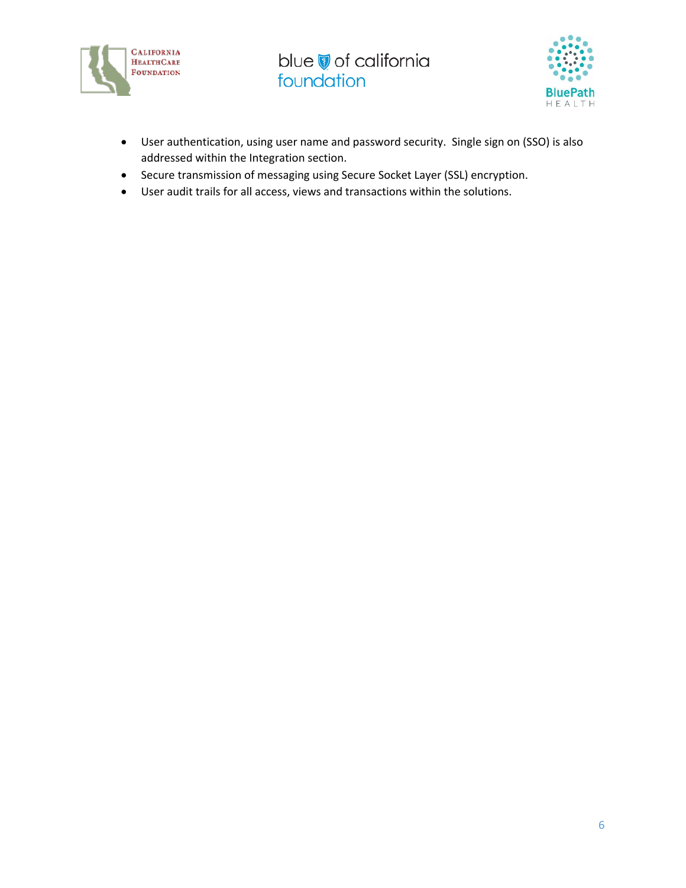- User authentication, using user name and password security. Single sign on (SSO) is also addressed within the Integration section.
- Secure transmission of messaging using Secure Socket Layer (SSL) encryption.
- User audit trails for all access, views and transactions within the solutions.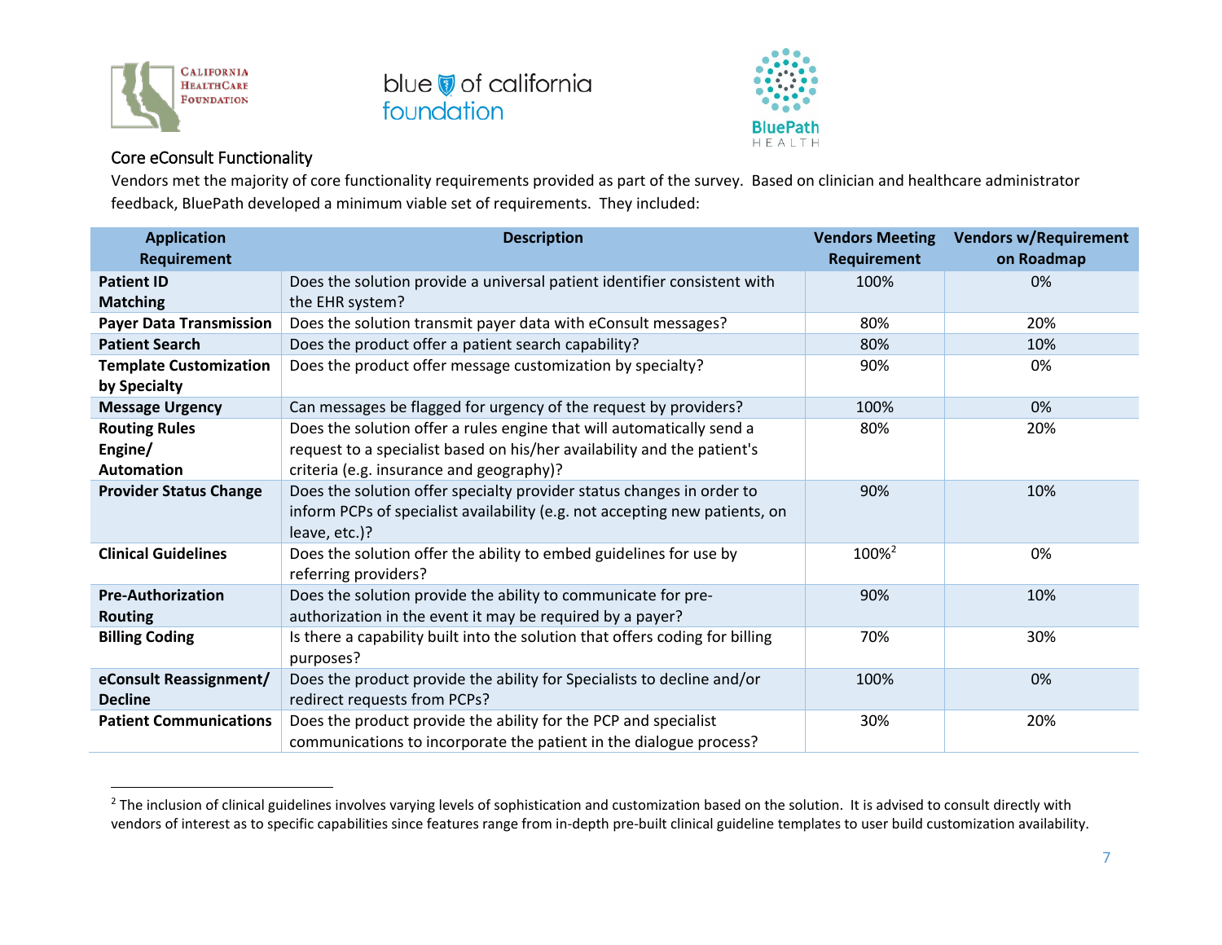## Core eConsult Functionality

Vendors met the majority of core functionality requirements provided as part of the survey. Based on clinician and healthcare administrator feedback, BluePath developed a minimum viable set of requirements. They included:

| Application Requirement | Description | Vendors Meeting Requirement | Vendors w/Requirement on Roadmap |
|---|---|---|---|
| **Patient ID Matching** | Does the solution provide a universal patient identifier consistent with the EHR system? | 100% | 0% |
| **Payer Data Transmission** | Does the solution transmit payer data with eConsult messages? | 80% | 20% |
| **Patient Search** | Does the product offer a patient search capability? | 80% | 10% |
| **Template Customization by Specialty** | Does the product offer message customization by specialty? | 90% | 0% |
| **Message Urgency** | Can messages be flagged for urgency of the request by providers? | 100% | 0% |
| **Routing Rules Engine/ Automation** | Does the solution offer a rules engine that will automatically send a request to a specialist based on his/her availability and the patient's criteria (e.g. insurance and geography)? | 80% | 20% |
| **Provider Status Change** | Does the solution offer specialty provider status changes in order to inform PCPs of specialist availability (e.g. not accepting new patients, on leave, etc.)? | 90% | 10% |
| **Clinical Guidelines** | Does the solution offer the ability to embed guidelines for use by referring providers? | 100%[2] | 0% |
| **Pre-Authorization Routing** | Does the solution provide the ability to communicate for pre-authorization in the event it may be required by a payer? | 90% | 10% |
| **Billing Coding** | Is there a capability built into the solution that offers coding for billing purposes? | 70% | 30% |
| **eConsult Reassignment/ Decline** | Does the product provide the ability for Specialists to decline and/or redirect requests from PCPs? | 100% | 0% |
| **Patient Communications** | Does the product provide the ability for the PCP and specialist communications to incorporate the patient in the dialogue process? | 30% | 20% |

[2] The inclusion of clinical guidelines involves varying levels of sophistication and customization based on the solution. It is advised to consult directly with vendors of interest as to specific capabilities since features range from in-depth pre-built clinical guideline templates to user build customization availability.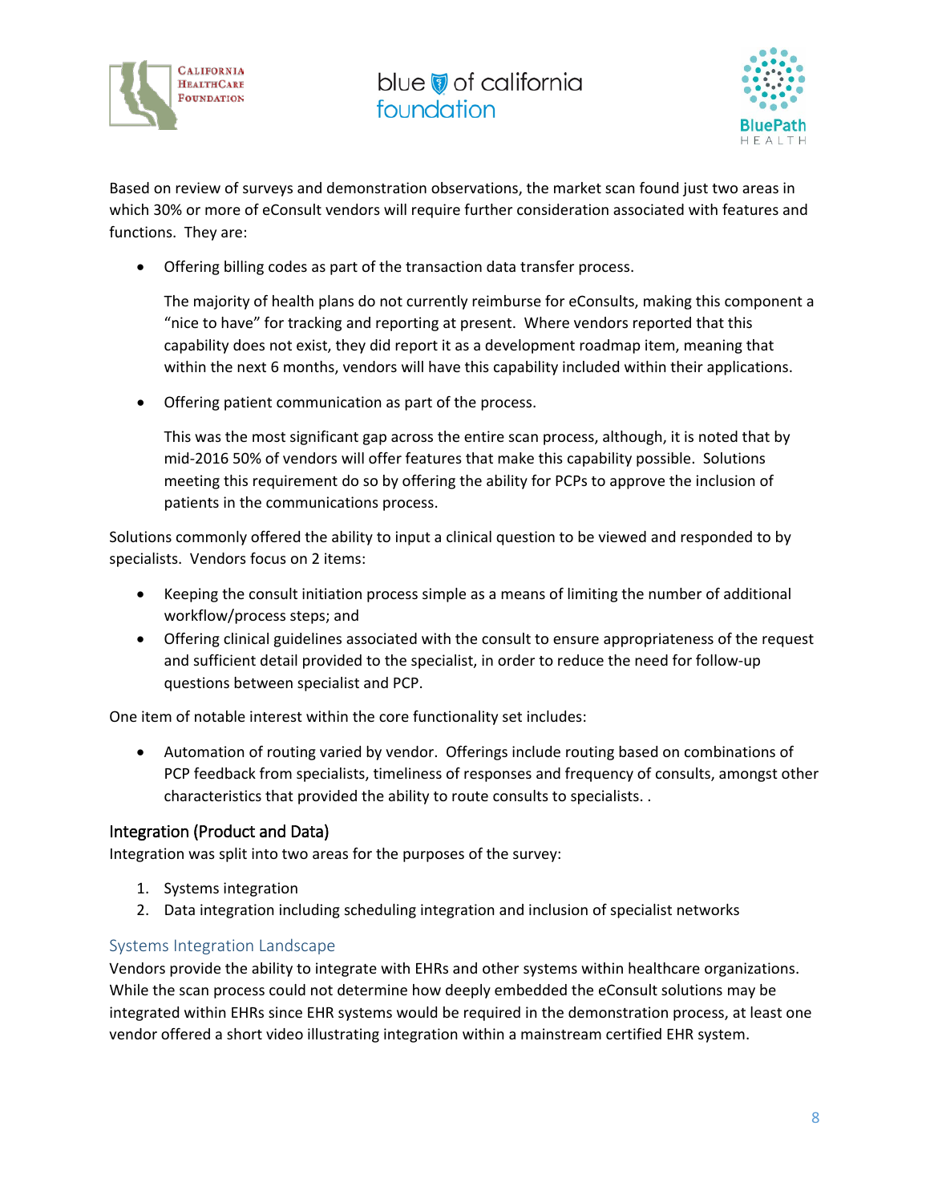Based on review of surveys and demonstration observations, the market scan found just two areas in which 30% or more of eConsult vendors will require further consideration associated with features and functions. They are:

- Offering billing codes as part of the transaction data transfer process.

  The majority of health plans do not currently reimburse for eConsults, making this component a "nice to have" for tracking and reporting at present. Where vendors reported that this capability does not exist, they did report it as a development roadmap item, meaning that within the next 6 months, vendors will have this capability included within their applications.

- Offering patient communication as part of the process.

  This was the most significant gap across the entire scan process, although, it is noted that by mid-2016 50% of vendors will offer features that make this capability possible. Solutions meeting this requirement do so by offering the ability for PCPs to approve the inclusion of patients in the communications process.

Solutions commonly offered the ability to input a clinical question to be viewed and responded to by specialists. Vendors focus on 2 items:

- Keeping the consult initiation process simple as a means of limiting the number of additional workflow/process steps; and
- Offering clinical guidelines associated with the consult to ensure appropriateness of the request and sufficient detail provided to the specialist, in order to reduce the need for follow-up questions between specialist and PCP.

One item of notable interest within the core functionality set includes:

- Automation of routing varied by vendor. Offerings include routing based on combinations of PCP feedback from specialists, timeliness of responses and frequency of consults, amongst other characteristics that provided the ability to route consults to specialists. .

## Integration (Product and Data)

Integration was split into two areas for the purposes of the survey:

1. Systems integration
2. Data integration including scheduling integration and inclusion of specialist networks

### Systems Integration Landscape

Vendors provide the ability to integrate with EHRs and other systems within healthcare organizations. While the scan process could not determine how deeply embedded the eConsult solutions may be integrated within EHRs since EHR systems would be required in the demonstration process, at least one vendor offered a short video illustrating integration within a mainstream certified EHR system.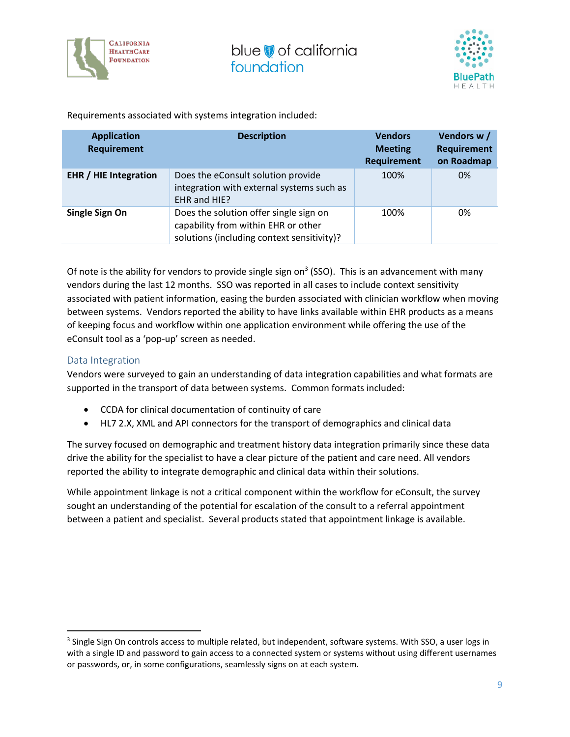Requirements associated with systems integration included:

| Application Requirement | Description | Vendors Meeting Requirement | Vendors w / Requirement on Roadmap |
|---|---|---|---|
| **EHR / HIE Integration** | Does the eConsult solution provide integration with external systems such as EHR and HIE? | 100% | 0% |
| **Single Sign On** | Does the solution offer single sign on capability from within EHR or other solutions (including context sensitivity)? | 100% | 0% |

Of note is the ability for vendors to provide single sign on[3] (SSO). This is an advancement with many vendors during the last 12 months. SSO was reported in all cases to include context sensitivity associated with patient information, easing the burden associated with clinician workflow when moving between systems. Vendors reported the ability to have links available within EHR products as a means of keeping focus and workflow within one application environment while offering the use of the eConsult tool as a 'pop-up' screen as needed.

### Data Integration

Vendors were surveyed to gain an understanding of data integration capabilities and what formats are supported in the transport of data between systems. Common formats included:

- CCDA for clinical documentation of continuity of care
- HL7 2.X, XML and API connectors for the transport of demographics and clinical data

The survey focused on demographic and treatment history data integration primarily since these data drive the ability for the specialist to have a clear picture of the patient and care need. All vendors reported the ability to integrate demographic and clinical data within their solutions.

While appointment linkage is not a critical component within the workflow for eConsult, the survey sought an understanding of the potential for escalation of the consult to a referral appointment between a patient and specialist. Several products stated that appointment linkage is available.

[3] Single Sign On controls access to multiple related, but independent, software systems. With SSO, a user logs in with a single ID and password to gain access to a connected system or systems without using different usernames or passwords, or, in some configurations, seamlessly signs on at each system.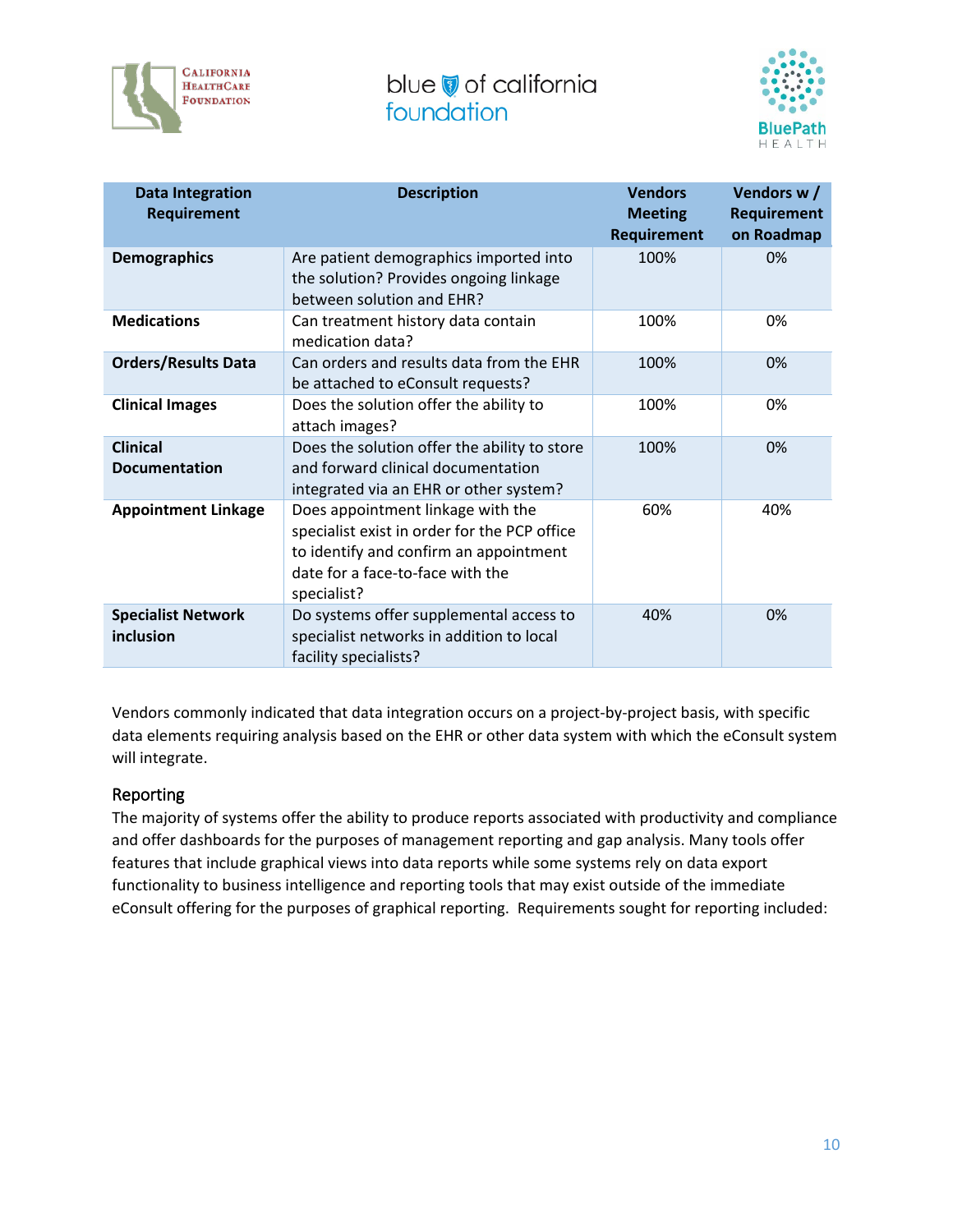| Data Integration Requirement | Description | Vendors Meeting Requirement | Vendors w / Requirement on Roadmap |
|---|---|---|---|
| **Demographics** | Are patient demographics imported into the solution? Provides ongoing linkage between solution and EHR? | 100% | 0% |
| **Medications** | Can treatment history data contain medication data? | 100% | 0% |
| **Orders/Results Data** | Can orders and results data from the EHR be attached to eConsult requests? | 100% | 0% |
| **Clinical Images** | Does the solution offer the ability to attach images? | 100% | 0% |
| **Clinical Documentation** | Does the solution offer the ability to store and forward clinical documentation integrated via an EHR or other system? | 100% | 0% |
| **Appointment Linkage** | Does appointment linkage with the specialist exist in order for the PCP office to identify and confirm an appointment date for a face-to-face with the specialist? | 60% | 40% |
| **Specialist Network inclusion** | Do systems offer supplemental access to specialist networks in addition to local facility specialists? | 40% | 0% |

Vendors commonly indicated that data integration occurs on a project-by-project basis, with specific data elements requiring analysis based on the EHR or other data system with which the eConsult system will integrate.

## Reporting

The majority of systems offer the ability to produce reports associated with productivity and compliance and offer dashboards for the purposes of management reporting and gap analysis. Many tools offer features that include graphical views into data reports while some systems rely on data export functionality to business intelligence and reporting tools that may exist outside of the immediate eConsult offering for the purposes of graphical reporting. Requirements sought for reporting included: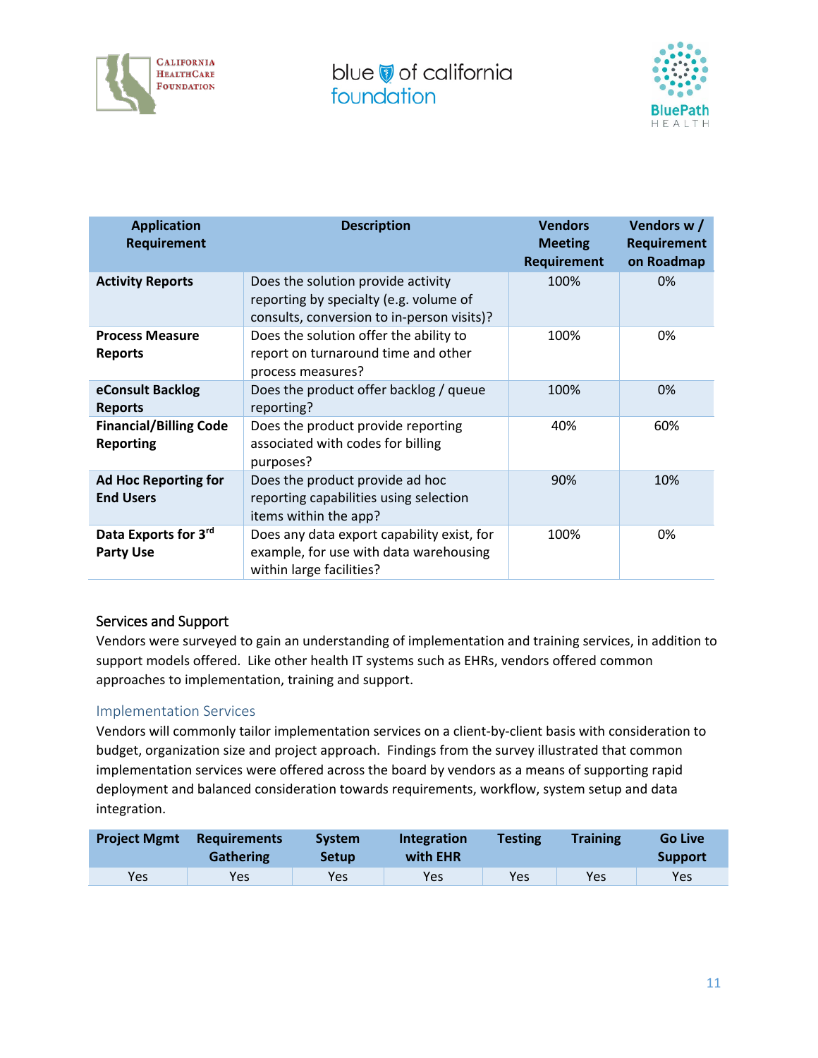| Application Requirement | Description | Vendors Meeting Requirement | Vendors w / Requirement on Roadmap |
|---|---|---|---|
| **Activity Reports** | Does the solution provide activity reporting by specialty (e.g. volume of consults, conversion to in-person visits)? | 100% | 0% |
| **Process Measure Reports** | Does the solution offer the ability to report on turnaround time and other process measures? | 100% | 0% |
| **eConsult Backlog Reports** | Does the product offer backlog / queue reporting? | 100% | 0% |
| **Financial/Billing Code Reporting** | Does the product provide reporting associated with codes for billing purposes? | 40% | 60% |
| **Ad Hoc Reporting for End Users** | Does the product provide ad hoc reporting capabilities using selection items within the app? | 90% | 10% |
| **Data Exports for 3rd Party Use** | Does any data export capability exist, for example, for use with data warehousing within large facilities? | 100% | 0% |

## Services and Support

Vendors were surveyed to gain an understanding of implementation and training services, in addition to support models offered. Like other health IT systems such as EHRs, vendors offered common approaches to implementation, training and support.

### Implementation Services

Vendors will commonly tailor implementation services on a client-by-client basis with consideration to budget, organization size and project approach. Findings from the survey illustrated that common implementation services were offered across the board by vendors as a means of supporting rapid deployment and balanced consideration towards requirements, workflow, system setup and data integration.

| Project Mgmt | Requirements Gathering | System Setup | Integration with EHR | Testing | Training | Go Live Support |
|---|---|---|---|---|---|---|
| Yes | Yes | Yes | Yes | Yes | Yes | Yes |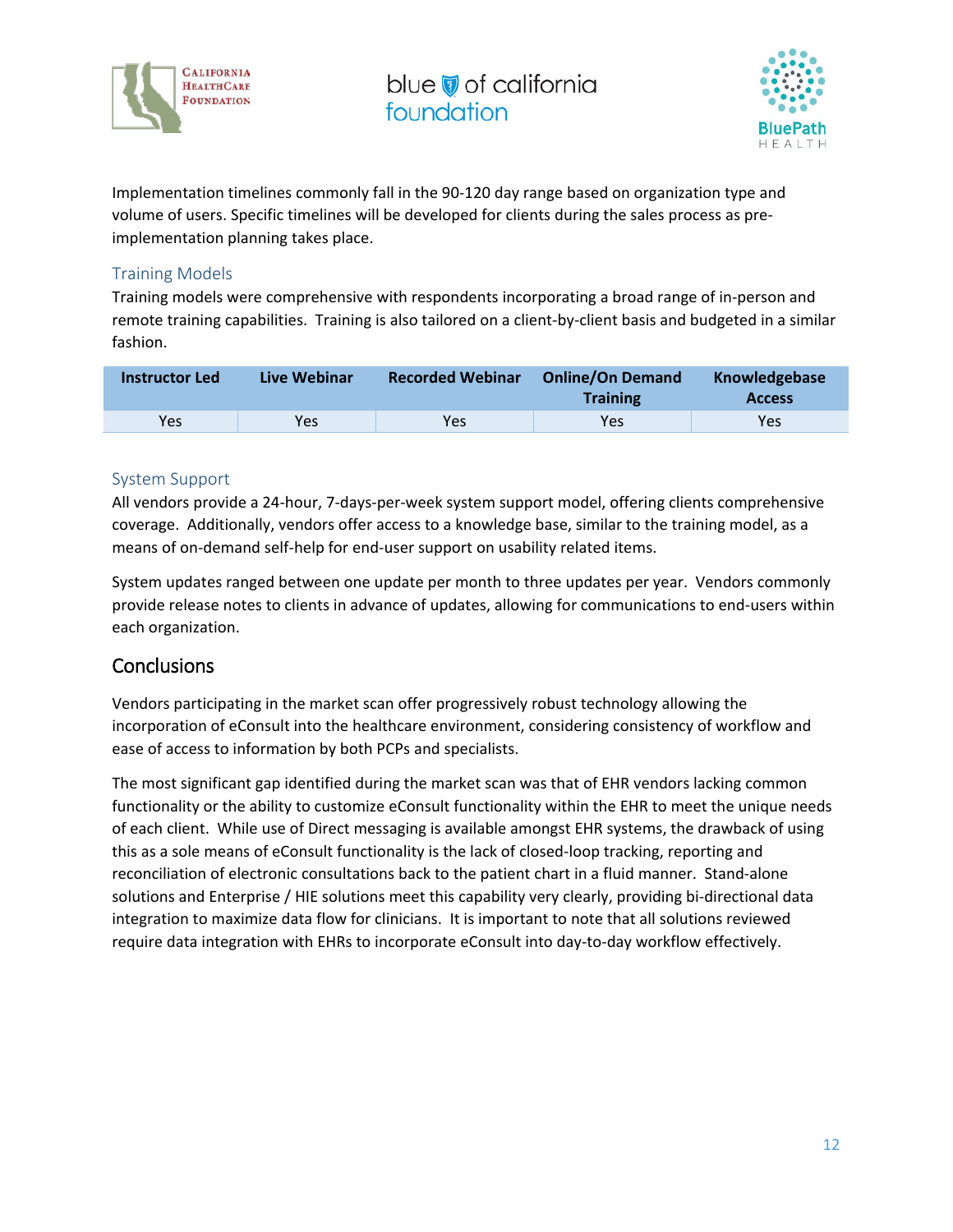Implementation timelines commonly fall in the 90-120 day range based on organization type and volume of users. Specific timelines will be developed for clients during the sales process as pre-implementation planning takes place.

### Training Models

Training models were comprehensive with respondents incorporating a broad range of in-person and remote training capabilities. Training is also tailored on a client-by-client basis and budgeted in a similar fashion.

| Instructor Led | Live Webinar | Recorded Webinar | Online/On Demand Training | Knowledgebase Access |
|---|---|---|---|---|
| Yes | Yes | Yes | Yes | Yes |

### System Support

All vendors provide a 24-hour, 7-days-per-week system support model, offering clients comprehensive coverage. Additionally, vendors offer access to a knowledge base, similar to the training model, as a means of on-demand self-help for end-user support on usability related items.

System updates ranged between one update per month to three updates per year. Vendors commonly provide release notes to clients in advance of updates, allowing for communications to end-users within each organization.

## Conclusions

Vendors participating in the market scan offer progressively robust technology allowing the incorporation of eConsult into the healthcare environment, considering consistency of workflow and ease of access to information by both PCPs and specialists.

The most significant gap identified during the market scan was that of EHR vendors lacking common functionality or the ability to customize eConsult functionality within the EHR to meet the unique needs of each client. While use of Direct messaging is available amongst EHR systems, the drawback of using this as a sole means of eConsult functionality is the lack of closed-loop tracking, reporting and reconciliation of electronic consultations back to the patient chart in a fluid manner. Stand-alone solutions and Enterprise / HIE solutions meet this capability very clearly, providing bi-directional data integration to maximize data flow for clinicians. It is important to note that all solutions reviewed require data integration with EHRs to incorporate eConsult into day-to-day workflow effectively.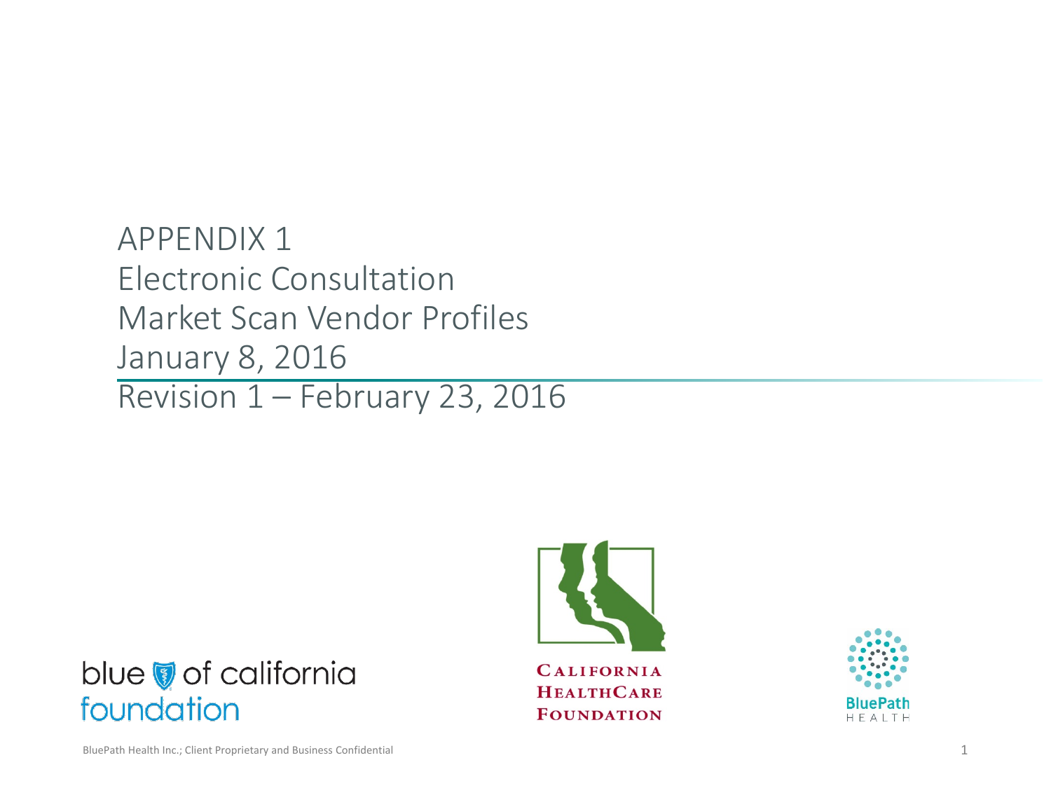# APPENDIX 1
# Electronic Consultation
# Market Scan Vendor Profiles
# January 8, 2016
# Revision 1 – February 23, 2016

blue of california foundation

California HealthCare Foundation

BluePath Health

BluePath Health Inc.; Client Proprietary and Business Confidential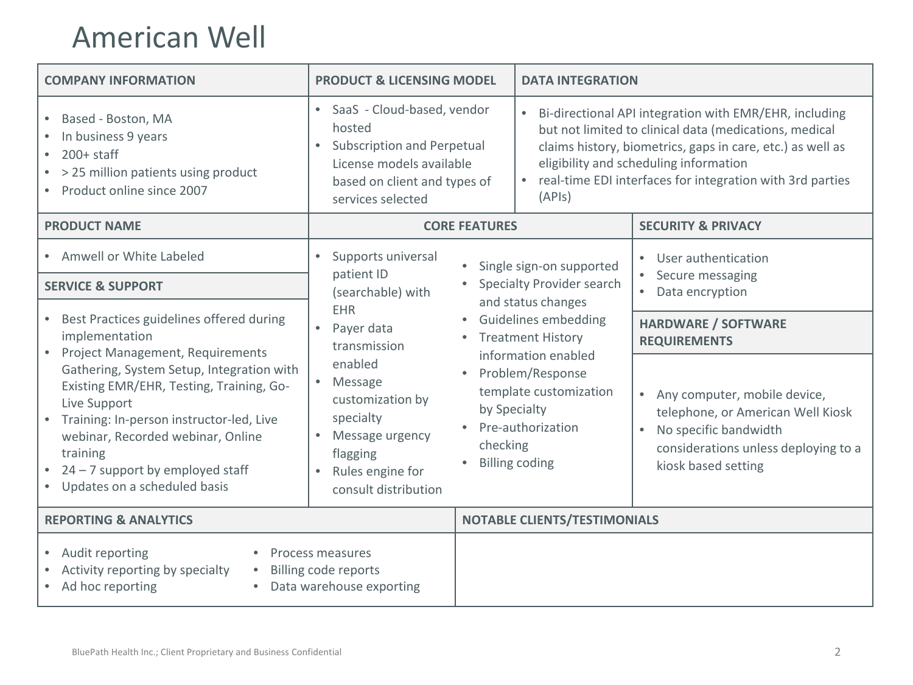# American Well

## COMPANY INFORMATION

- Based - Boston, MA
- In business 9 years
- 200+ staff
- > 25 million patients using product
- Product online since 2007

## PRODUCT & LICENSING MODEL

- SaaS - Cloud-based, vendor hosted
- Subscription and Perpetual License models available based on client and types of services selected

## DATA INTEGRATION

- Bi-directional API integration with EMR/EHR, including but not limited to clinical data (medications, medical claims history, biometrics, gaps in care, etc.) as well as eligibility and scheduling information
- real-time EDI interfaces for integration with 3rd parties (APIs)

## PRODUCT NAME

- Amwell or White Labeled

## SERVICE & SUPPORT

- Best Practices guidelines offered during implementation
- Project Management, Requirements Gathering, System Setup, Integration with Existing EMR/EHR, Testing, Training, Go-Live Support
- Training: In-person instructor-led, Live webinar, Recorded webinar, Online training
- 24 – 7 support by employed staff
- Updates on a scheduled basis

## CORE FEATURES

- Supports universal patient ID (searchable) with EHR
- Payer data transmission enabled
- Message customization by specialty
- Message urgency flagging
- Rules engine for consult distribution
- Single sign-on supported
- Specialty Provider search and status changes
- Guidelines embedding
- Treatment History information enabled
- Problem/Response template customization by Specialty
- Pre-authorization checking
- Billing coding

## SECURITY & PRIVACY

- User authentication
- Secure messaging
- Data encryption

## HARDWARE / SOFTWARE REQUIREMENTS

- Any computer, mobile device, telephone, or American Well Kiosk
- No specific bandwidth considerations unless deploying to a kiosk based setting

## REPORTING & ANALYTICS

- Audit reporting
- Activity reporting by specialty
- Ad hoc reporting
- Process measures
- Billing code reports
- Data warehouse exporting

## NOTABLE CLIENTS/TESTIMONIALS

BluePath Health Inc.; Client Proprietary and Business Confidential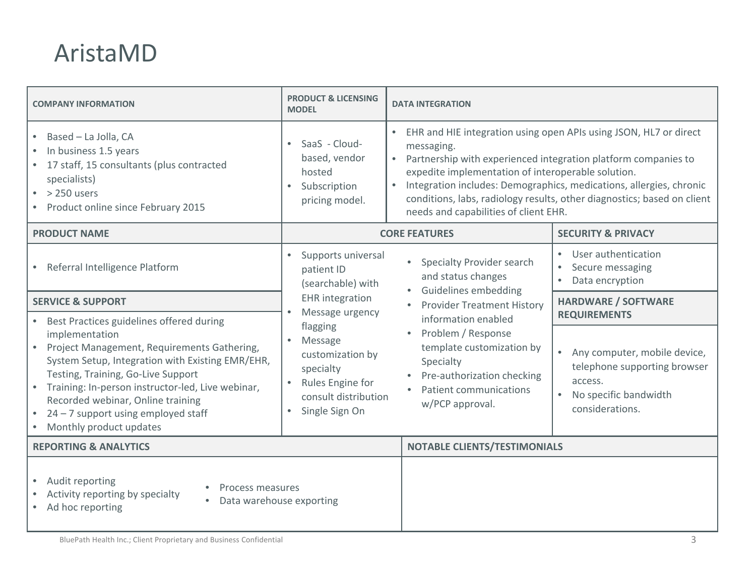# AristaMD

### COMPANY INFORMATION

- Based – La Jolla, CA
- In business 1.5 years
- 17 staff, 15 consultants (plus contracted specialists)
- > 250 users
- Product online since February 2015

### PRODUCT & LICENSING MODEL

- SaaS - Cloud-based, vendor hosted
- Subscription pricing model.

### DATA INTEGRATION

- EHR and HIE integration using open APIs using JSON, HL7 or direct messaging.
- Partnership with experienced integration platform companies to expedite implementation of interoperable solution.
- Integration includes: Demographics, medications, allergies, chronic conditions, labs, radiology results, other diagnostics; based on client needs and capabilities of client EHR.

### PRODUCT NAME

- Referral Intelligence Platform

### SERVICE & SUPPORT

- Best Practices guidelines offered during implementation
- Project Management, Requirements Gathering, System Setup, Integration with Existing EMR/EHR, Testing, Training, Go-Live Support
- Training: In-person instructor-led, Live webinar, Recorded webinar, Online training
- 24 – 7 support using employed staff
- Monthly product updates

### CORE FEATURES

- Supports universal patient ID (searchable) with EHR integration
- Message urgency flagging
- Message customization by specialty
- Rules Engine for consult distribution
- Single Sign On
- Specialty Provider search and status changes
- Guidelines embedding
- Provider Treatment History information enabled
- Problem / Response template customization by Specialty
- Pre-authorization checking
- Patient communications w/PCP approval.

### SECURITY & PRIVACY

- User authentication
- Secure messaging
- Data encryption

### HARDWARE / SOFTWARE REQUIREMENTS

- Any computer, mobile device, telephone supporting browser access.
- No specific bandwidth considerations.

### REPORTING & ANALYTICS

- Audit reporting
- Activity reporting by specialty
- Ad hoc reporting
- Process measures
- Data warehouse exporting

### NOTABLE CLIENTS/TESTIMONIALS

BluePath Health Inc.; Client Proprietary and Business Confidential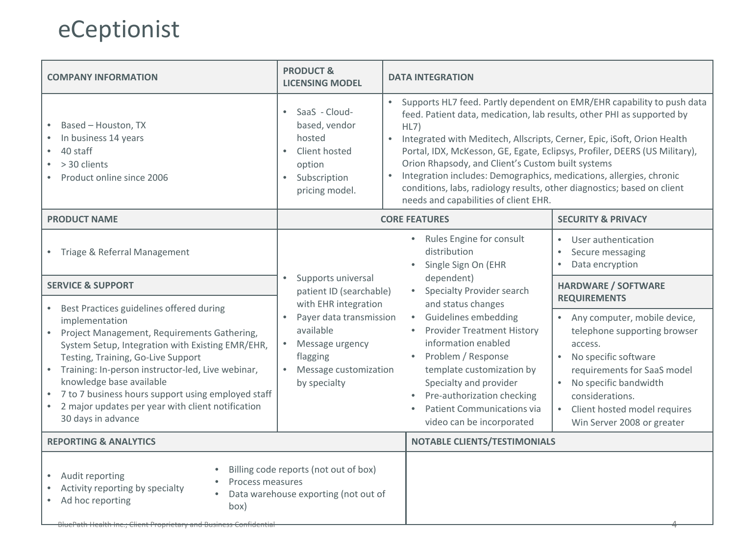# eCeptionist

## COMPANY INFORMATION

- Based – Houston, TX
- In business 14 years
- 40 staff
- > 30 clients
- Product online since 2006

## PRODUCT & LICENSING MODEL

- SaaS - Cloud-based, vendor hosted
- Client hosted option
- Subscription pricing model.

## DATA INTEGRATION

- Supports HL7 feed. Partly dependent on EMR/EHR capability to push data feed. Patient data, medication, lab results, other PHI as supported by HL7)
- Integrated with Meditech, Allscripts, Cerner, Epic, iSoft, Orion Health Portal, IDX, McKesson, GE, Egate, Eclipsys, Profiler, DEERS (US Military), Orion Rhapsody, and Client's Custom built systems
- Integration includes: Demographics, medications, allergies, chronic conditions, labs, radiology results, other diagnostics; based on client needs and capabilities of client EHR.

## PRODUCT NAME

- Triage & Referral Management

## SERVICE & SUPPORT

- Best Practices guidelines offered during implementation
- Project Management, Requirements Gathering, System Setup, Integration with Existing EMR/EHR, Testing, Training, Go-Live Support
- Training: In-person instructor-led, Live webinar, knowledge base available
- 7 to 7 business hours support using employed staff
- 2 major updates per year with client notification 30 days in advance

## CORE FEATURES

- Supports universal patient ID (searchable) with EHR integration
- Payer data transmission available
- Message urgency flagging
- Message customization by specialty
- Rules Engine for consult distribution
- Single Sign On (EHR dependent)
- Specialty Provider search and status changes
- Guidelines embedding
- Provider Treatment History information enabled
- Problem / Response template customization by Specialty and provider
- Pre-authorization checking
- Patient Communications via video can be incorporated

## SECURITY & PRIVACY

- User authentication
- Secure messaging
- Data encryption

## HARDWARE / SOFTWARE REQUIREMENTS

- Any computer, mobile device, telephone supporting browser access.
- No specific software requirements for SaaS model
- No specific bandwidth considerations.
- Client hosted model requires Win Server 2008 or greater

## REPORTING & ANALYTICS

- Audit reporting
- Activity reporting by specialty
- Ad hoc reporting
- Billing code reports (not out of box)
- Process measures
- Data warehouse exporting (not out of box)

## NOTABLE CLIENTS/TESTIMONIALS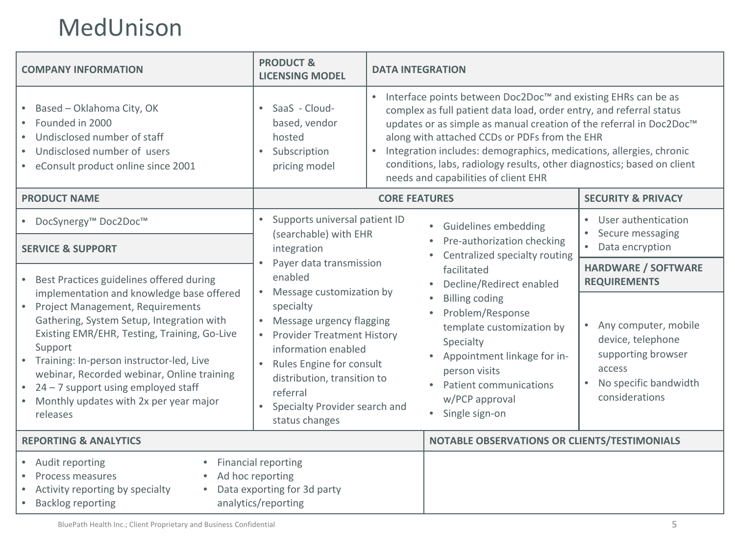# MedUnison

## COMPANY INFORMATION

- Based – Oklahoma City, OK
- Founded in 2000
- Undisclosed number of staff
- Undisclosed number of users
- eConsult product online since 2001

## PRODUCT & LICENSING MODEL

- SaaS - Cloud-based, vendor hosted
- Subscription pricing model

## DATA INTEGRATION

- Interface points between Doc2Doc™ and existing EHRs can be as complex as full patient data load, order entry, and referral status updates or as simple as manual creation of the referral in Doc2Doc™ along with attached CCDs or PDFs from the EHR
- Integration includes: demographics, medications, allergies, chronic conditions, labs, radiology results, other diagnostics; based on client needs and capabilities of client EHR

## PRODUCT NAME

- DocSynergy™ Doc2Doc™

## SERVICE & SUPPORT

- Best Practices guidelines offered during implementation and knowledge base offered
- Project Management, Requirements Gathering, System Setup, Integration with Existing EMR/EHR, Testing, Training, Go-Live Support
- Training: In-person instructor-led, Live webinar, Recorded webinar, Online training
- 24 – 7 support using employed staff
- Monthly updates with 2x per year major releases

## CORE FEATURES

- Supports universal patient ID (searchable) with EHR integration
- Payer data transmission enabled
- Message customization by specialty
- Message urgency flagging
- Provider Treatment History information enabled
- Rules Engine for consult distribution, transition to referral
- Specialty Provider search and status changes
- Guidelines embedding
- Pre-authorization checking
- Centralized specialty routing facilitated
- Decline/Redirect enabled
- Billing coding
- Problem/Response template customization by Specialty
- Appointment linkage for in-person visits
- Patient communications w/PCP approval
- Single sign-on

## SECURITY & PRIVACY

- User authentication
- Secure messaging
- Data encryption

## HARDWARE / SOFTWARE REQUIREMENTS

- Any computer, mobile device, telephone supporting browser access
- No specific bandwidth considerations

## REPORTING & ANALYTICS

- Audit reporting
- Process measures
- Activity reporting by specialty
- Backlog reporting
- Financial reporting
- Ad hoc reporting
- Data exporting for 3d party analytics/reporting

## NOTABLE OBSERVATIONS OR CLIENTS/TESTIMONIALS

BluePath Health Inc.; Client Proprietary and Business Confidential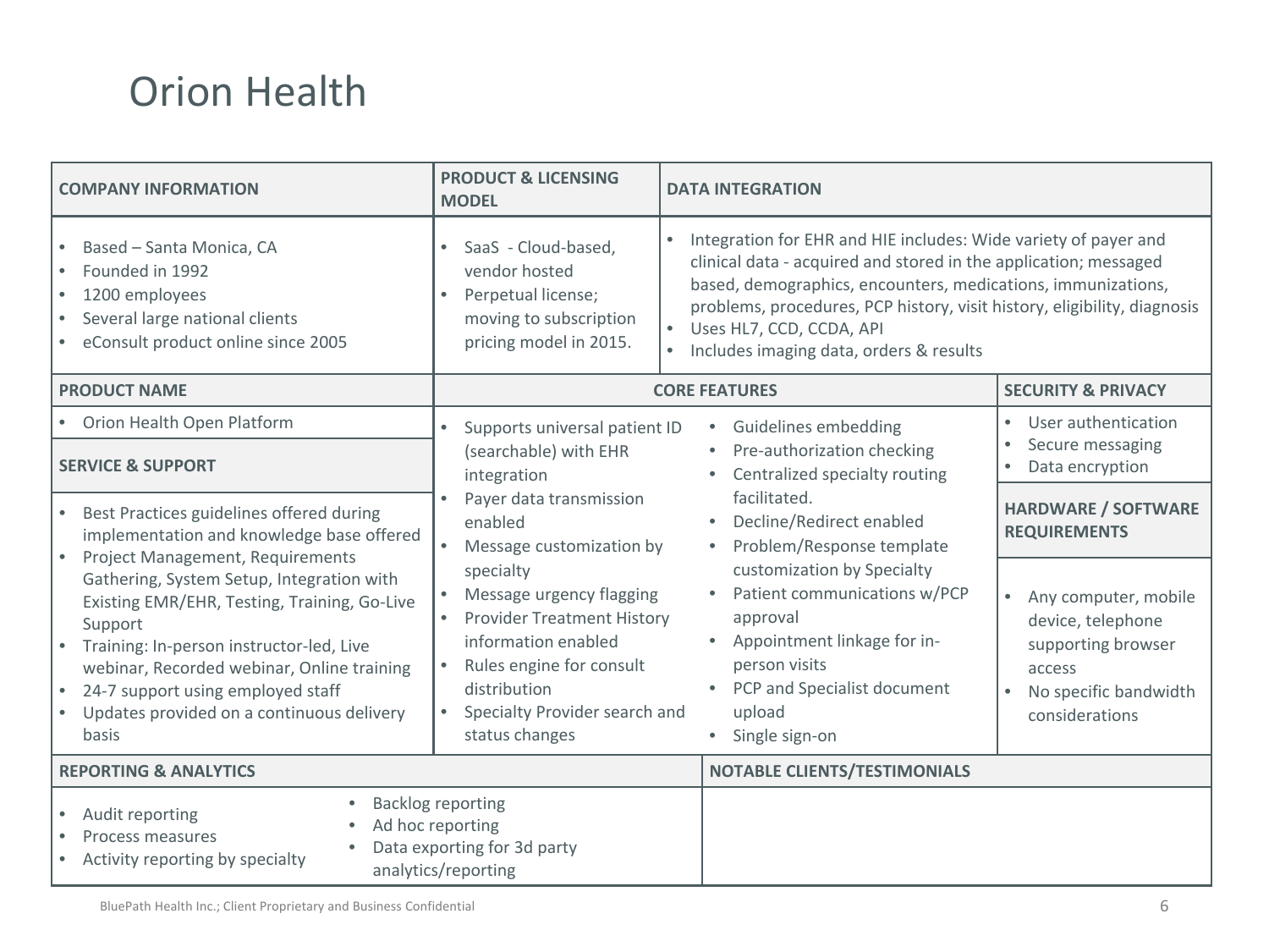# Orion Health

## COMPANY INFORMATION

- Based – Santa Monica, CA
- Founded in 1992
- 1200 employees
- Several large national clients
- eConsult product online since 2005

## PRODUCT & LICENSING MODEL

- SaaS - Cloud-based, vendor hosted
- Perpetual license; moving to subscription pricing model in 2015.

## DATA INTEGRATION

- Integration for EHR and HIE includes: Wide variety of payer and clinical data - acquired and stored in the application; messaged based, demographics, encounters, medications, immunizations, problems, procedures, PCP history, visit history, eligibility, diagnosis
- Uses HL7, CCD, CCDA, API
- Includes imaging data, orders & results

## PRODUCT NAME

- Orion Health Open Platform

## SERVICE & SUPPORT

- Best Practices guidelines offered during implementation and knowledge base offered
- Project Management, Requirements Gathering, System Setup, Integration with Existing EMR/EHR, Testing, Training, Go-Live Support
- Training: In-person instructor-led, Live webinar, Recorded webinar, Online training
- 24-7 support using employed staff
- Updates provided on a continuous delivery basis

## CORE FEATURES

- Supports universal patient ID (searchable) with EHR integration
- Payer data transmission enabled
- Message customization by specialty
- Message urgency flagging
- Provider Treatment History information enabled
- Rules engine for consult distribution
- Specialty Provider search and status changes
- Guidelines embedding
- Pre-authorization checking
- Centralized specialty routing facilitated.
- Decline/Redirect enabled
- Problem/Response template customization by Specialty
- Patient communications w/PCP approval
- Appointment linkage for in-person visits
- PCP and Specialist document upload
- Single sign-on

## SECURITY & PRIVACY

- User authentication
- Secure messaging
- Data encryption

## HARDWARE / SOFTWARE REQUIREMENTS

- Any computer, mobile device, telephone supporting browser access
- No specific bandwidth considerations

## REPORTING & ANALYTICS

- Audit reporting
- Process measures
- Activity reporting by specialty
- Backlog reporting
- Ad hoc reporting
- Data exporting for 3d party analytics/reporting

## NOTABLE CLIENTS/TESTIMONIALS

BluePath Health Inc.; Client Proprietary and Business Confidential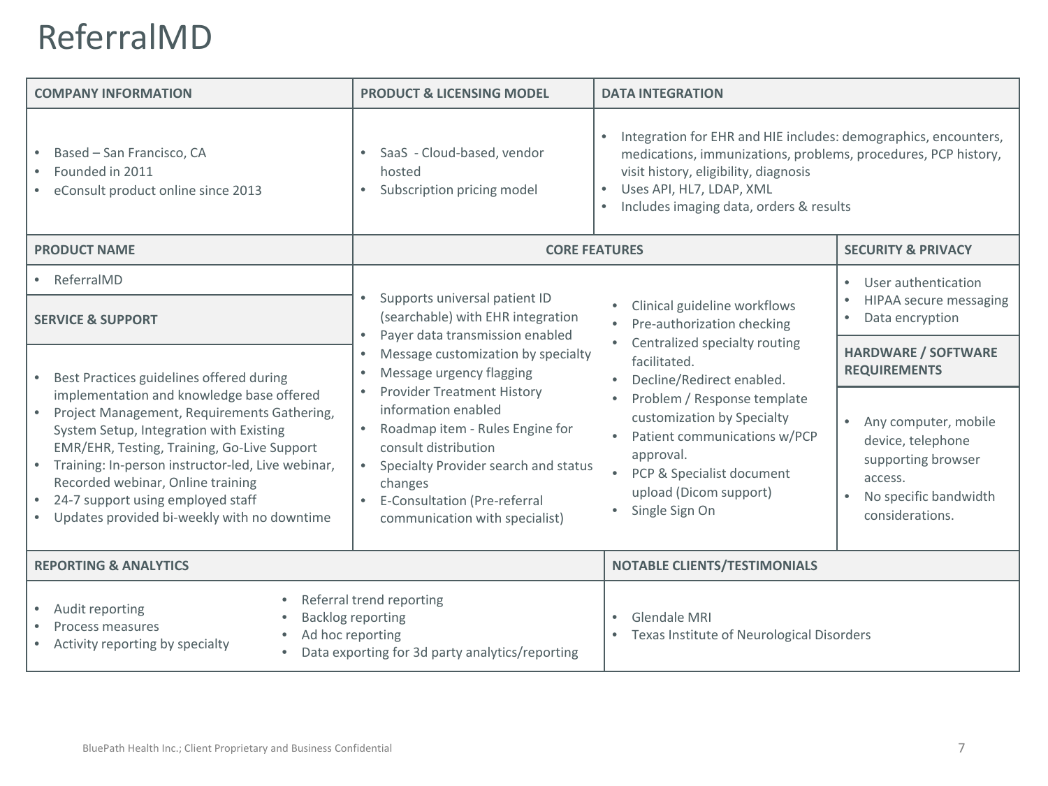# ReferralMD

### COMPANY INFORMATION

- Based – San Francisco, CA
- Founded in 2011
- eConsult product online since 2013

### PRODUCT & LICENSING MODEL

- SaaS - Cloud-based, vendor hosted
- Subscription pricing model

### DATA INTEGRATION

- Integration for EHR and HIE includes: demographics, encounters, medications, immunizations, problems, procedures, PCP history, visit history, eligibility, diagnosis
- Uses API, HL7, LDAP, XML
- Includes imaging data, orders & results

### PRODUCT NAME

- ReferralMD

### SERVICE & SUPPORT

- Best Practices guidelines offered during implementation and knowledge base offered
- Project Management, Requirements Gathering, System Setup, Integration with Existing EMR/EHR, Testing, Training, Go-Live Support
- Training: In-person instructor-led, Live webinar, Recorded webinar, Online training
- 24-7 support using employed staff
- Updates provided bi-weekly with no downtime

### CORE FEATURES

- Supports universal patient ID (searchable) with EHR integration
- Payer data transmission enabled
- Message customization by specialty
- Message urgency flagging
- Provider Treatment History information enabled
- Roadmap item - Rules Engine for consult distribution
- Specialty Provider search and status changes
- E-Consultation (Pre-referral communication with specialist)
- Clinical guideline workflows
- Pre-authorization checking
- Centralized specialty routing facilitated.
- Decline/Redirect enabled.
- Problem / Response template customization by Specialty
- Patient communications w/PCP approval.
- PCP & Specialist document upload (Dicom support)
- Single Sign On

### SECURITY & PRIVACY

- User authentication
- HIPAA secure messaging
- Data encryption

### HARDWARE / SOFTWARE REQUIREMENTS

- Any computer, mobile device, telephone supporting browser access.
- No specific bandwidth considerations.

### REPORTING & ANALYTICS

- Audit reporting
- Process measures
- Activity reporting by specialty
- Referral trend reporting
- Backlog reporting
- Ad hoc reporting
- Data exporting for 3d party analytics/reporting

### NOTABLE CLIENTS/TESTIMONIALS

- Glendale MRI
- Texas Institute of Neurological Disorders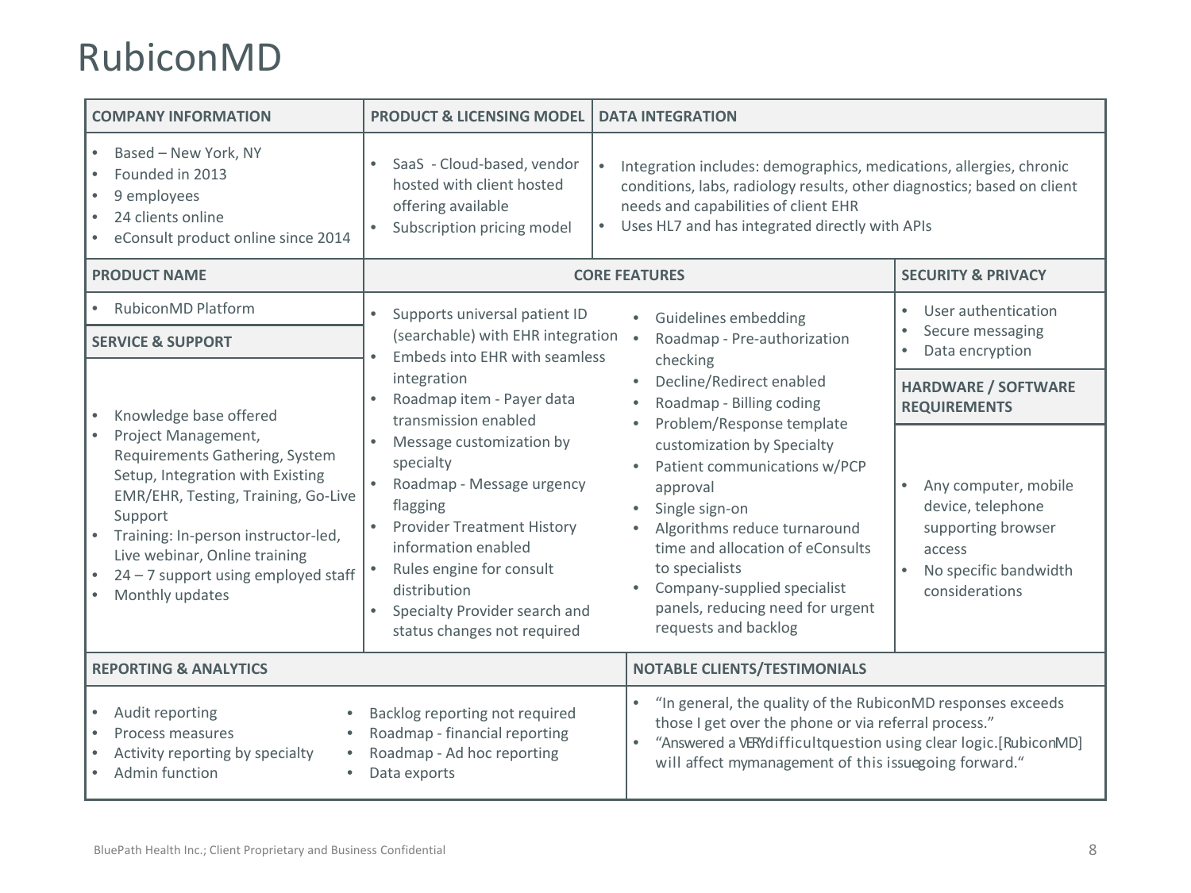# RubiconMD

## COMPANY INFORMATION

- Based – New York, NY
- Founded in 2013
- 9 employees
- 24 clients online
- eConsult product online since 2014

## PRODUCT & LICENSING MODEL

- SaaS - Cloud-based, vendor hosted with client hosted offering available
- Subscription pricing model

## DATA INTEGRATION

- Integration includes: demographics, medications, allergies, chronic conditions, labs, radiology results, other diagnostics; based on client needs and capabilities of client EHR
- Uses HL7 and has integrated directly with APIs

## PRODUCT NAME

- RubiconMD Platform

## SERVICE & SUPPORT

- Knowledge base offered
- Project Management, Requirements Gathering, System Setup, Integration with Existing EMR/EHR, Testing, Training, Go-Live Support
- Training: In-person instructor-led, Live webinar, Online training
- 24 – 7 support using employed staff
- Monthly updates

## CORE FEATURES

- Supports universal patient ID (searchable) with EHR integration
- Embeds into EHR with seamless integration
- Roadmap item - Payer data transmission enabled
- Message customization by specialty
- Roadmap - Message urgency flagging
- Provider Treatment History information enabled
- Rules engine for consult distribution
- Specialty Provider search and status changes not required
- Guidelines embedding
- Roadmap - Pre-authorization checking
- Decline/Redirect enabled
- Roadmap - Billing coding
- Problem/Response template customization by Specialty
- Patient communications w/PCP approval
- Single sign-on
- Algorithms reduce turnaround time and allocation of eConsults to specialists
- Company-supplied specialist panels, reducing need for urgent requests and backlog

## SECURITY & PRIVACY

- User authentication
- Secure messaging
- Data encryption

## HARDWARE / SOFTWARE REQUIREMENTS

- Any computer, mobile device, telephone supporting browser access
- No specific bandwidth considerations

## REPORTING & ANALYTICS

- Audit reporting
- Process measures
- Activity reporting by specialty
- Admin function
- Backlog reporting not required
- Roadmap - financial reporting
- Roadmap - Ad hoc reporting
- Data exports

## NOTABLE CLIENTS/TESTIMONIALS

- "In general, the quality of the RubiconMD responses exceeds those I get over the phone or via referral process."
- "Answered a VERY difficult question using clear logic. [RubiconMD] will affect my management of this issue going forward."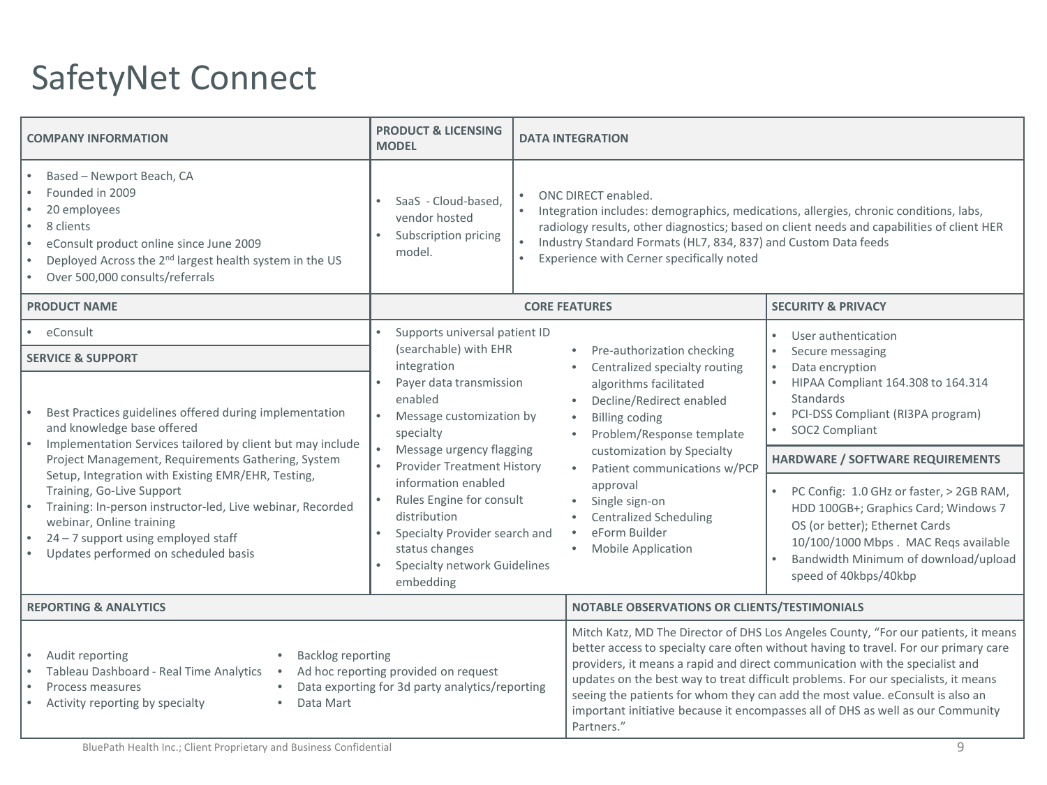# SafetyNet Connect

## COMPANY INFORMATION

- Based – Newport Beach, CA
- Founded in 2009
- 20 employees
- 8 clients
- eConsult product online since June 2009
- Deployed Across the 2nd largest health system in the US
- Over 500,000 consults/referrals

## PRODUCT & LICENSING MODEL

- SaaS - Cloud-based, vendor hosted
- Subscription pricing model.

## DATA INTEGRATION

- ONC DIRECT enabled.
- Integration includes: demographics, medications, allergies, chronic conditions, labs, radiology results, other diagnostics; based on client needs and capabilities of client HER
- Industry Standard Formats (HL7, 834, 837) and Custom Data feeds
- Experience with Cerner specifically noted

## PRODUCT NAME

- eConsult

## SERVICE & SUPPORT

- Best Practices guidelines offered during implementation and knowledge base offered
- Implementation Services tailored by client but may include Project Management, Requirements Gathering, System Setup, Integration with Existing EMR/EHR, Testing, Training, Go-Live Support
- Training: In-person instructor-led, Live webinar, Recorded webinar, Online training
- 24 – 7 support using employed staff
- Updates performed on scheduled basis

## CORE FEATURES

- Supports universal patient ID (searchable) with EHR integration
- Payer data transmission enabled
- Message customization by specialty
- Message urgency flagging
- Provider Treatment History information enabled
- Rules Engine for consult distribution
- Specialty Provider search and status changes
- Specialty network Guidelines embedding
- Pre-authorization checking
- Centralized specialty routing algorithms facilitated
- Decline/Redirect enabled
- Billing coding
- Problem/Response template customization by Specialty
- Patient communications w/PCP approval
- Single sign-on
- Centralized Scheduling
- eForm Builder
- Mobile Application

## SECURITY & PRIVACY

- User authentication
- Secure messaging
- Data encryption
- HIPAA Compliant 164.308 to 164.314 Standards
- PCI-DSS Compliant (RI3PA program)
- SOC2 Compliant

## HARDWARE / SOFTWARE REQUIREMENTS

- PC Config: 1.0 GHz or faster, > 2GB RAM, HDD 100GB+; Graphics Card; Windows 7 OS (or better); Ethernet Cards 10/100/1000 Mbps . MAC Reqs available
- Bandwidth Minimum of download/upload speed of 40kbps/40kbp

## REPORTING & ANALYTICS

- Audit reporting
- Tableau Dashboard - Real Time Analytics
- Process measures
- Activity reporting by specialty
- Backlog reporting
- Ad hoc reporting provided on request
- Data exporting for 3d party analytics/reporting
- Data Mart

## NOTABLE OBSERVATIONS OR CLIENTS/TESTIMONIALS

Mitch Katz, MD The Director of DHS Los Angeles County, "For our patients, it means better access to specialty care often without having to travel. For our primary care providers, it means a rapid and direct communication with the specialist and updates on the best way to treat difficult problems. For our specialists, it means seeing the patients for whom they can add the most value. eConsult is also an important initiative because it encompasses all of DHS as well as our Community Partners."

BluePath Health Inc.; Client Proprietary and Business Confidential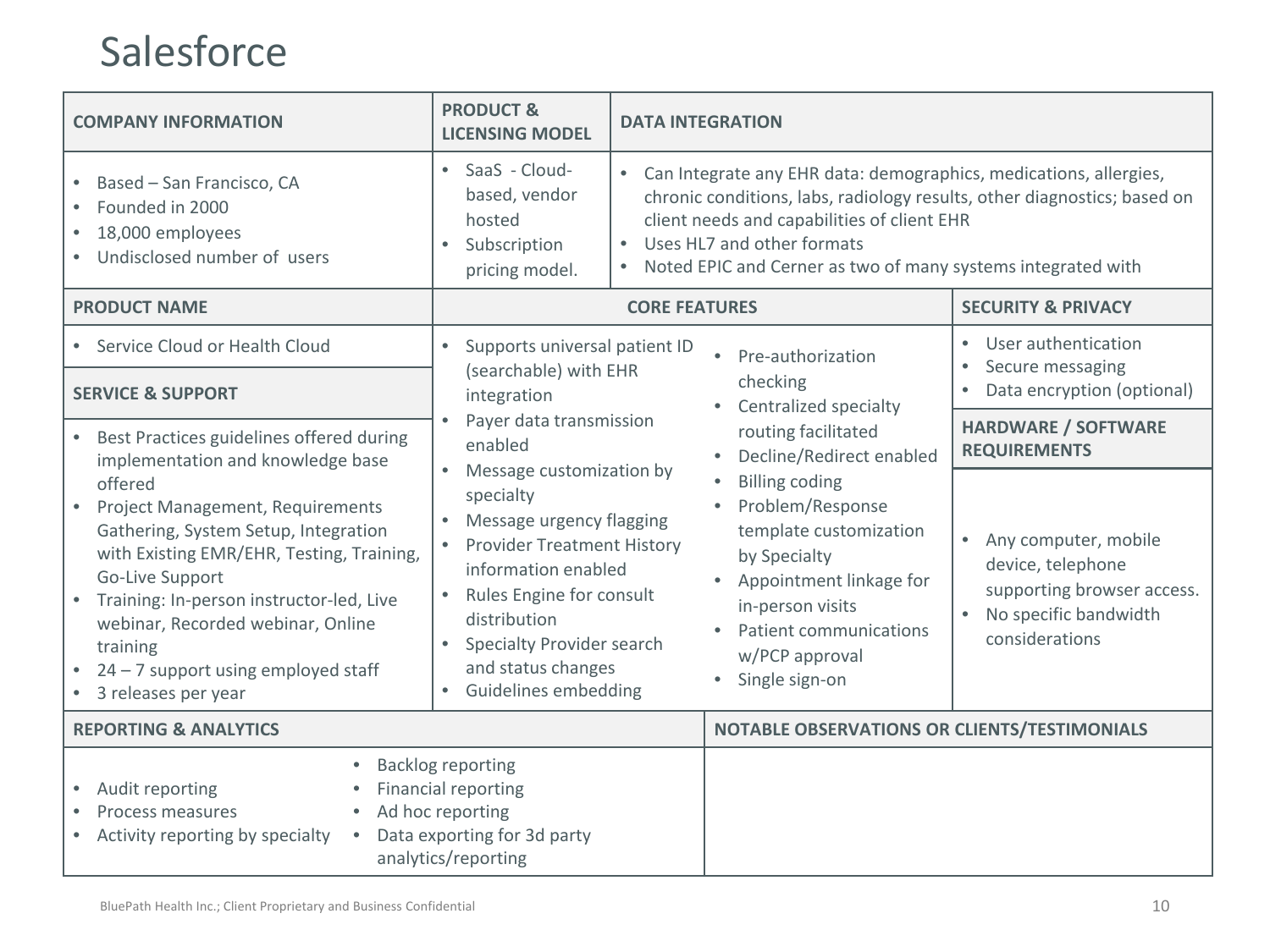# Salesforce

## COMPANY INFORMATION

- Based – San Francisco, CA
- Founded in 2000
- 18,000 employees
- Undisclosed number of users

## PRODUCT & LICENSING MODEL

- SaaS - Cloud-based, vendor hosted
- Subscription pricing model.

## DATA INTEGRATION

- Can Integrate any EHR data: demographics, medications, allergies, chronic conditions, labs, radiology results, other diagnostics; based on client needs and capabilities of client EHR
- Uses HL7 and other formats
- Noted EPIC and Cerner as two of many systems integrated with

## PRODUCT NAME

- Service Cloud or Health Cloud

## SERVICE & SUPPORT

- Best Practices guidelines offered during implementation and knowledge base offered
- Project Management, Requirements Gathering, System Setup, Integration with Existing EMR/EHR, Testing, Training, Go-Live Support
- Training: In-person instructor-led, Live webinar, Recorded webinar, Online training
- 24 – 7 support using employed staff
- 3 releases per year

## CORE FEATURES

- Supports universal patient ID (searchable) with EHR integration
- Payer data transmission enabled
- Message customization by specialty
- Message urgency flagging
- Provider Treatment History information enabled
- Rules Engine for consult distribution
- Specialty Provider search and status changes
- Guidelines embedding
- Pre-authorization checking
- Centralized specialty routing facilitated
- Decline/Redirect enabled
- Billing coding
- Problem/Response template customization by Specialty
- Appointment linkage for in-person visits
- Patient communications w/PCP approval
- Single sign-on

## SECURITY & PRIVACY

- User authentication
- Secure messaging
- Data encryption (optional)

## HARDWARE / SOFTWARE REQUIREMENTS

- Any computer, mobile device, telephone supporting browser access.
- No specific bandwidth considerations

## REPORTING & ANALYTICS

- Audit reporting
- Process measures
- Activity reporting by specialty
- Backlog reporting
- Financial reporting
- Ad hoc reporting
- Data exporting for 3d party analytics/reporting

## NOTABLE OBSERVATIONS OR CLIENTS/TESTIMONIALS

BluePath Health Inc.; Client Proprietary and Business Confidential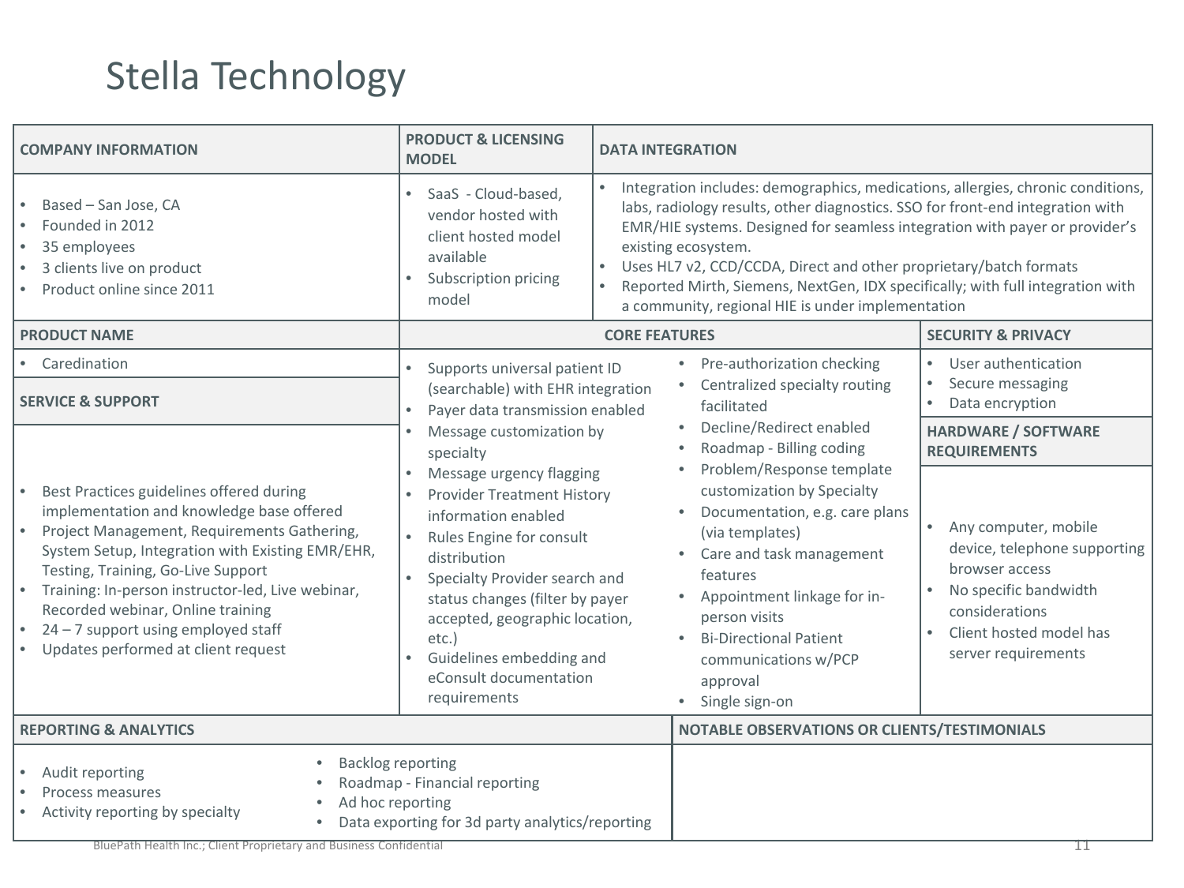# Stella Technology

### COMPANY INFORMATION

- Based – San Jose, CA
- Founded in 2012
- 35 employees
- 3 clients live on product
- Product online since 2011

### PRODUCT & LICENSING MODEL

- SaaS - Cloud-based, vendor hosted with client hosted model available
- Subscription pricing model

### DATA INTEGRATION

- Integration includes: demographics, medications, allergies, chronic conditions, labs, radiology results, other diagnostics. SSO for front-end integration with EMR/HIE systems. Designed for seamless integration with payer or provider's existing ecosystem.
- Uses HL7 v2, CCD/CCDA, Direct and other proprietary/batch formats
- Reported Mirth, Siemens, NextGen, IDX specifically; with full integration with a community, regional HIE is under implementation

### PRODUCT NAME

- Caredination

### SERVICE & SUPPORT

- Best Practices guidelines offered during implementation and knowledge base offered
- Project Management, Requirements Gathering, System Setup, Integration with Existing EMR/EHR, Testing, Training, Go-Live Support
- Training: In-person instructor-led, Live webinar, Recorded webinar, Online training
- 24 – 7 support using employed staff
- Updates performed at client request

### CORE FEATURES

- Supports universal patient ID (searchable) with EHR integration
- Payer data transmission enabled
- Message customization by specialty
- Message urgency flagging
- Provider Treatment History information enabled
- Rules Engine for consult distribution
- Specialty Provider search and status changes (filter by payer accepted, geographic location, etc.)
- Guidelines embedding and eConsult documentation requirements
- Pre-authorization checking
- Centralized specialty routing facilitated
- Decline/Redirect enabled
- Roadmap - Billing coding
- Problem/Response template customization by Specialty
- Documentation, e.g. care plans (via templates)
- Care and task management features
- Appointment linkage for in-person visits
- Bi-Directional Patient communications w/PCP approval
- Single sign-on

### SECURITY & PRIVACY

- User authentication
- Secure messaging
- Data encryption

### HARDWARE / SOFTWARE REQUIREMENTS

- Any computer, mobile device, telephone supporting browser access
- No specific bandwidth considerations
- Client hosted model has server requirements

### REPORTING & ANALYTICS

- Audit reporting
- Process measures
- Activity reporting by specialty
- Backlog reporting
- Roadmap - Financial reporting
- Ad hoc reporting
- Data exporting for 3d party analytics/reporting

### NOTABLE OBSERVATIONS OR CLIENTS/TESTIMONIALS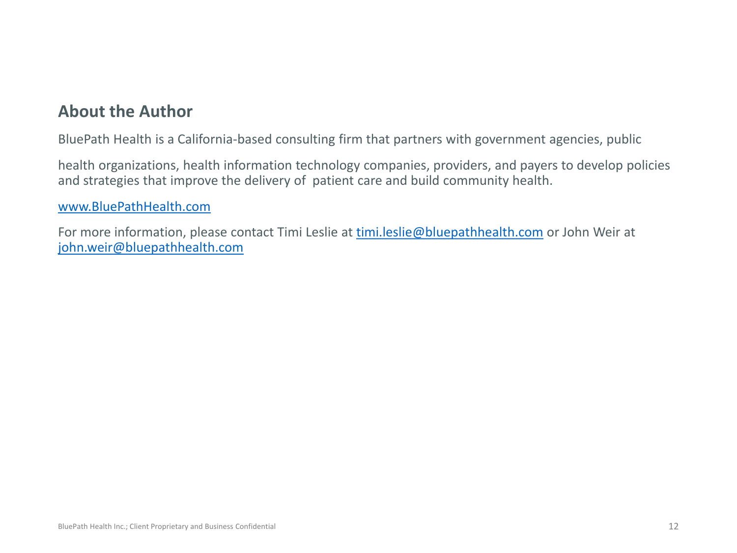## About the Author

BluePath Health is a California-based consulting firm that partners with government agencies, public

health organizations, health information technology companies, providers, and payers to develop policies and strategies that improve the delivery of patient care and build community health.

www.BluePathHealth.com

For more information, please contact Timi Leslie at timi.leslie@bluepathhealth.com or John Weir at john.weir@bluepathhealth.com